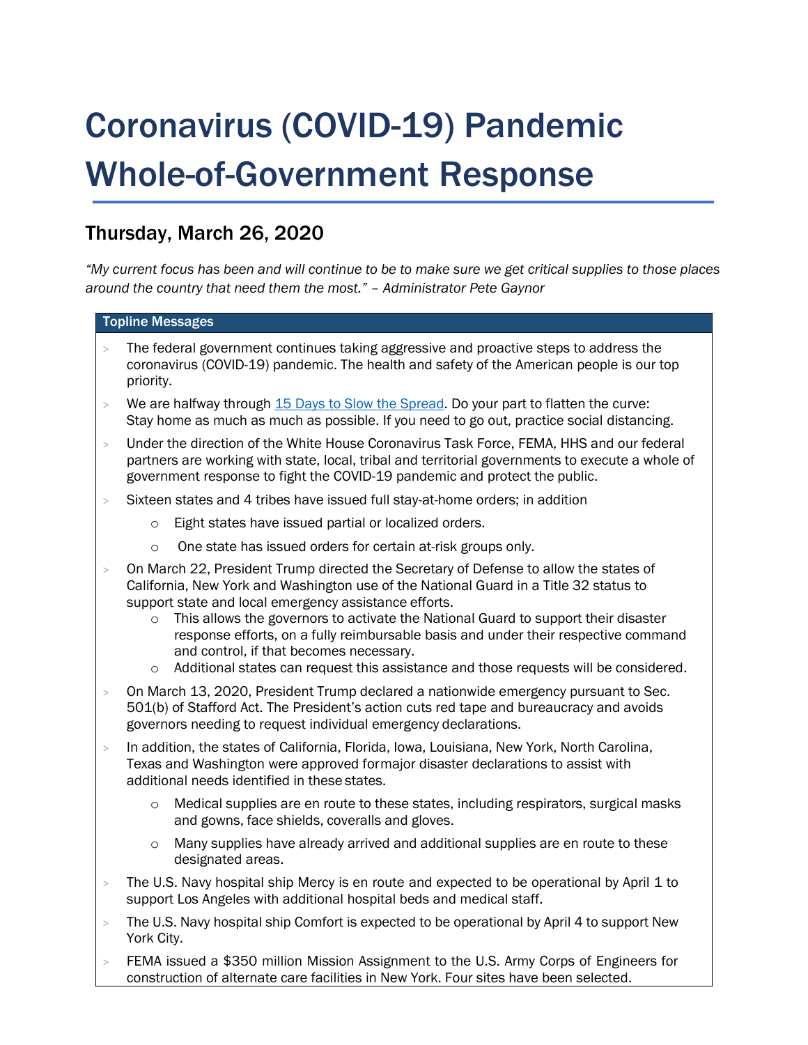# Coronavirus (COVID-19) Pandemic Whole-of-Government Response

## Thursday, March 26, 2020

*"My current focus has been and will continue to be to make sure we get critical supplies to those places around the country that need them the most." – Administrator Pete Gaynor*

**Topline Messages**

- The federal government continues taking aggressive and proactive steps to address the coronavirus (COVID-19) pandemic. The health and safety of the American people is our top priority.
- We are halfway through [15 Days to Slow the Spread](). Do your part to flatten the curve: Stay home as much as much as possible. If you need to go out, practice social distancing.
- Under the direction of the White House Coronavirus Task Force, FEMA, HHS and our federal partners are working with state, local, tribal and territorial governments to execute a whole of government response to fight the COVID-19 pandemic and protect the public.
- Sixteen states and 4 tribes have issued full stay-at-home orders; in addition
  - Eight states have issued partial or localized orders.
  - One state has issued orders for certain at-risk groups only.
- On March 22, President Trump directed the Secretary of Defense to allow the states of California, New York and Washington use of the National Guard in a Title 32 status to support state and local emergency assistance efforts.
  - This allows the governors to activate the National Guard to support their disaster response efforts, on a fully reimbursable basis and under their respective command and control, if that becomes necessary.
  - Additional states can request this assistance and those requests will be considered.
- On March 13, 2020, President Trump declared a nationwide emergency pursuant to Sec. 501(b) of Stafford Act. The President's action cuts red tape and bureaucracy and avoids governors needing to request individual emergency declarations.
- In addition, the states of California, Florida, Iowa, Louisiana, New York, North Carolina, Texas and Washington were approved formajor disaster declarations to assist with additional needs identified in these states.
  - Medical supplies are en route to these states, including respirators, surgical masks and gowns, face shields, coveralls and gloves.
  - Many supplies have already arrived and additional supplies are en route to these designated areas.
- The U.S. Navy hospital ship Mercy is en route and expected to be operational by April 1 to support Los Angeles with additional hospital beds and medical staff.
- The U.S. Navy hospital ship Comfort is expected to be operational by April 4 to support New York City.
- FEMA issued a $350 million Mission Assignment to the U.S. Army Corps of Engineers for construction of alternate care facilities in New York. Four sites have been selected.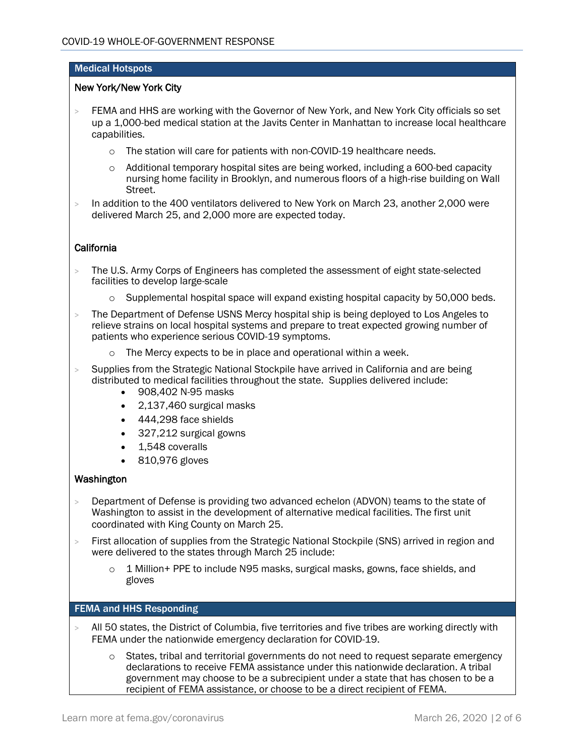## Medical Hotspots

### New York/New York City

- FEMA and HHS are working with the Governor of New York, and New York City officials so set up a 1,000-bed medical station at the Javits Center in Manhattan to increase local healthcare capabilities.
    - The station will care for patients with non-COVID-19 healthcare needs.
    - Additional temporary hospital sites are being worked, including a 600-bed capacity nursing home facility in Brooklyn, and numerous floors of a high-rise building on Wall Street.
- In addition to the 400 ventilators delivered to New York on March 23, another 2,000 were delivered March 25, and 2,000 more are expected today.

### California

- The U.S. Army Corps of Engineers has completed the assessment of eight state-selected facilities to develop large-scale
    - Supplemental hospital space will expand existing hospital capacity by 50,000 beds.
- The Department of Defense USNS Mercy hospital ship is being deployed to Los Angeles to relieve strains on local hospital systems and prepare to treat expected growing number of patients who experience serious COVID-19 symptoms.
    - The Mercy expects to be in place and operational within a week.
- Supplies from the Strategic National Stockpile have arrived in California and are being distributed to medical facilities throughout the state. Supplies delivered include:
    - 908,402 N-95 masks
    - 2,137,460 surgical masks
    - 444,298 face shields
    - 327,212 surgical gowns
    - 1,548 coveralls
    - 810,976 gloves

### Washington

- Department of Defense is providing two advanced echelon (ADVON) teams to the state of Washington to assist in the development of alternative medical facilities. The first unit coordinated with King County on March 25.
- First allocation of supplies from the Strategic National Stockpile (SNS) arrived in region and were delivered to the states through March 25 include:
    - 1 Million+ PPE to include N95 masks, surgical masks, gowns, face shields, and gloves

## FEMA and HHS Responding

- All 50 states, the District of Columbia, five territories and five tribes are working directly with FEMA under the nationwide emergency declaration for COVID-19.
    - States, tribal and territorial governments do not need to request separate emergency declarations to receive FEMA assistance under this nationwide declaration. A tribal government may choose to be a subrecipient under a state that has chosen to be a recipient of FEMA assistance, or choose to be a direct recipient of FEMA.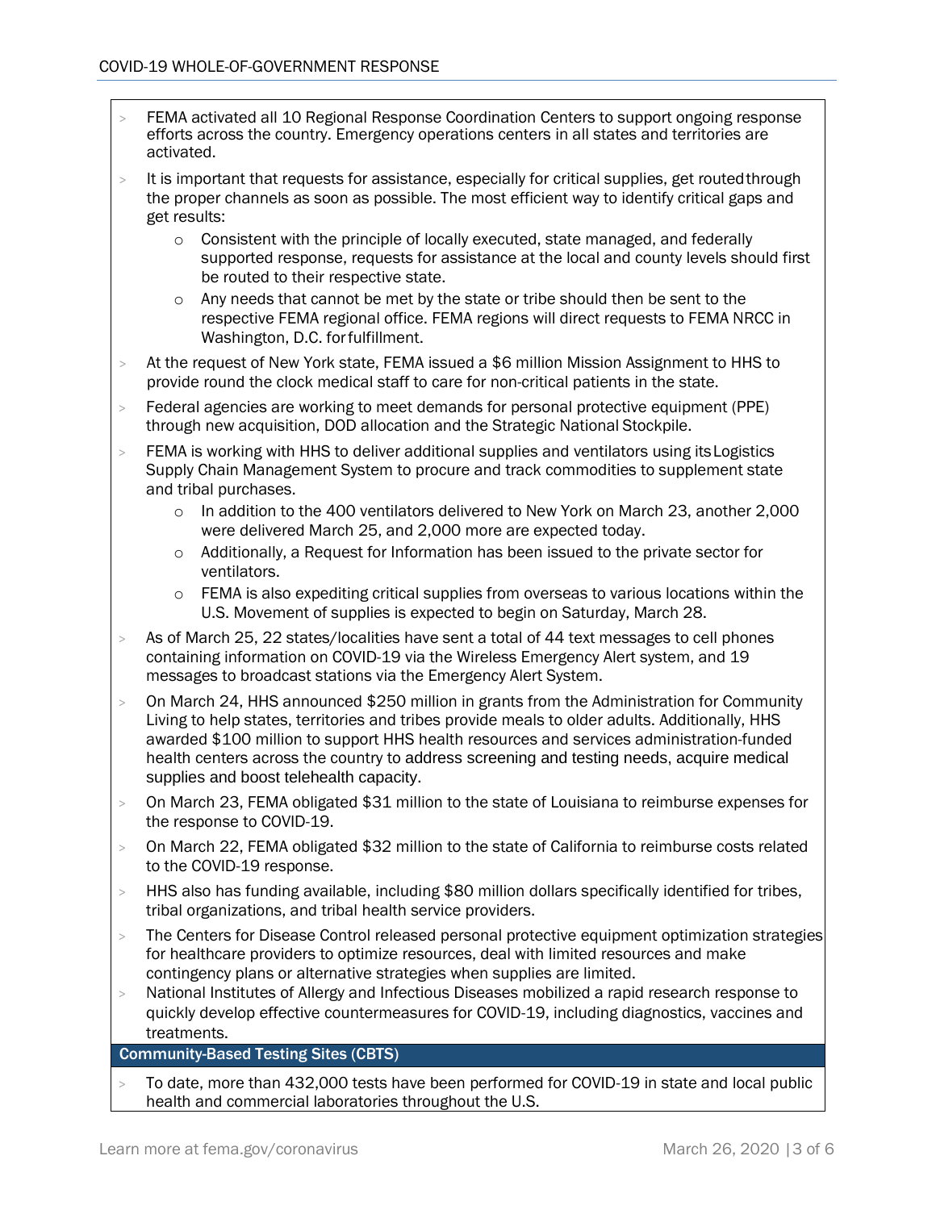- FEMA activated all 10 Regional Response Coordination Centers to support ongoing response efforts across the country. Emergency operations centers in all states and territories are activated.
- It is important that requests for assistance, especially for critical supplies, get routed through the proper channels as soon as possible. The most efficient way to identify critical gaps and get results:
  - Consistent with the principle of locally executed, state managed, and federally supported response, requests for assistance at the local and county levels should first be routed to their respective state.
  - Any needs that cannot be met by the state or tribe should then be sent to the respective FEMA regional office. FEMA regions will direct requests to FEMA NRCC in Washington, D.C. for fulfillment.
- At the request of New York state, FEMA issued a $6 million Mission Assignment to HHS to provide round the clock medical staff to care for non-critical patients in the state.
- Federal agencies are working to meet demands for personal protective equipment (PPE) through new acquisition, DOD allocation and the Strategic National Stockpile.
- FEMA is working with HHS to deliver additional supplies and ventilators using its Logistics Supply Chain Management System to procure and track commodities to supplement state and tribal purchases.
  - In addition to the 400 ventilators delivered to New York on March 23, another 2,000 were delivered March 25, and 2,000 more are expected today.
  - Additionally, a Request for Information has been issued to the private sector for ventilators.
  - FEMA is also expediting critical supplies from overseas to various locations within the U.S. Movement of supplies is expected to begin on Saturday, March 28.
- As of March 25, 22 states/localities have sent a total of 44 text messages to cell phones containing information on COVID-19 via the Wireless Emergency Alert system, and 19 messages to broadcast stations via the Emergency Alert System.
- On March 24, HHS announced $250 million in grants from the Administration for Community Living to help states, territories and tribes provide meals to older adults. Additionally, HHS awarded $100 million to support HHS health resources and services administration-funded health centers across the country to address screening and testing needs, acquire medical supplies and boost telehealth capacity.
- On March 23, FEMA obligated $31 million to the state of Louisiana to reimburse expenses for the response to COVID-19.
- On March 22, FEMA obligated $32 million to the state of California to reimburse costs related to the COVID-19 response.
- HHS also has funding available, including $80 million dollars specifically identified for tribes, tribal organizations, and tribal health service providers.
- The Centers for Disease Control released personal protective equipment optimization strategies for healthcare providers to optimize resources, deal with limited resources and make contingency plans or alternative strategies when supplies are limited.
- National Institutes of Allergy and Infectious Diseases mobilized a rapid research response to quickly develop effective countermeasures for COVID-19, including diagnostics, vaccines and treatments.

## Community-Based Testing Sites (CBTS)

- To date, more than 432,000 tests have been performed for COVID-19 in state and local public health and commercial laboratories throughout the U.S.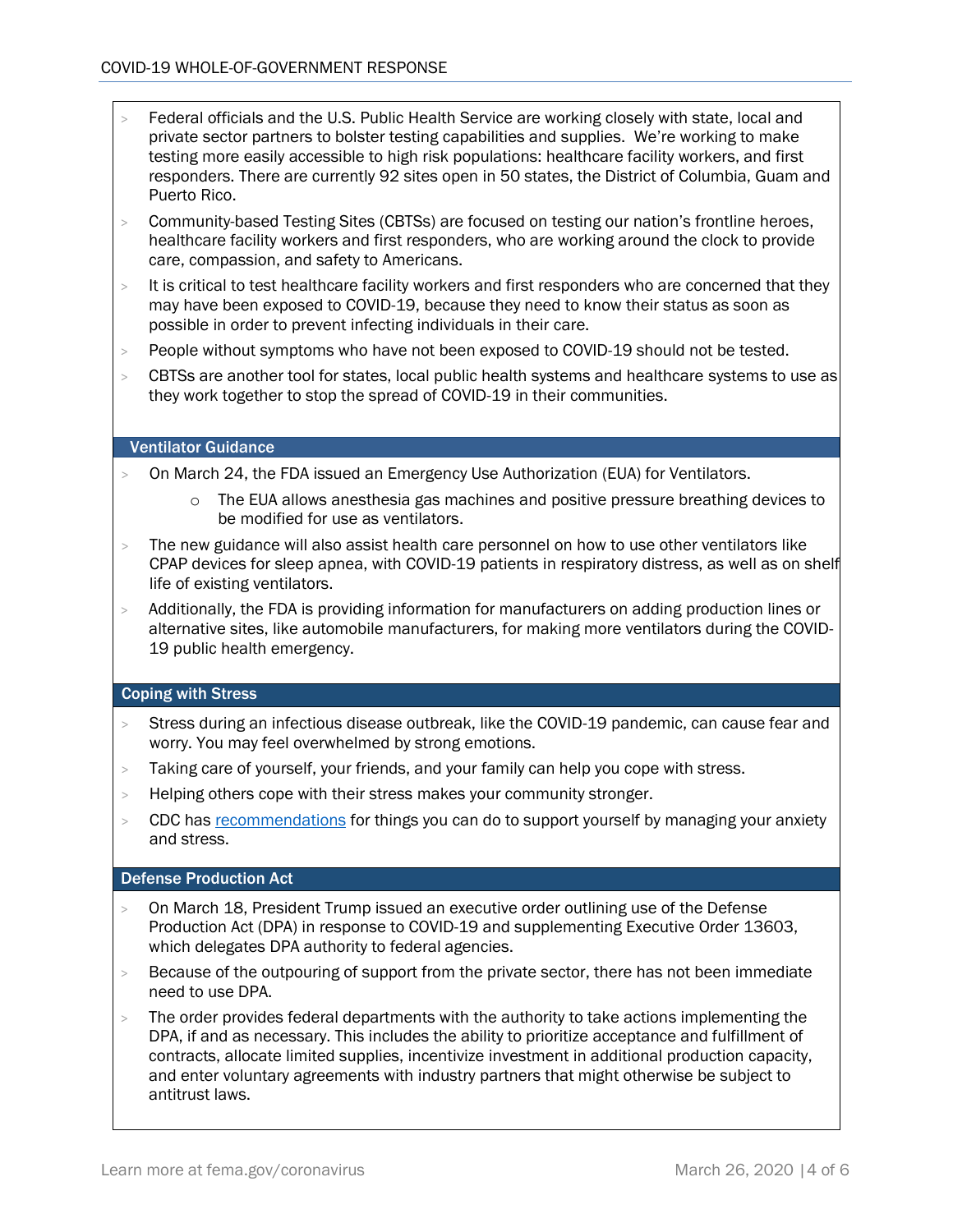- Federal officials and the U.S. Public Health Service are working closely with state, local and private sector partners to bolster testing capabilities and supplies. We're working to make testing more easily accessible to high risk populations: healthcare facility workers, and first responders. There are currently 92 sites open in 50 states, the District of Columbia, Guam and Puerto Rico.
- Community-based Testing Sites (CBTSs) are focused on testing our nation's frontline heroes, healthcare facility workers and first responders, who are working around the clock to provide care, compassion, and safety to Americans.
- It is critical to test healthcare facility workers and first responders who are concerned that they may have been exposed to COVID-19, because they need to know their status as soon as possible in order to prevent infecting individuals in their care.
- People without symptoms who have not been exposed to COVID-19 should not be tested.
- CBTSs are another tool for states, local public health systems and healthcare systems to use as they work together to stop the spread of COVID-19 in their communities.

## Ventilator Guidance

- On March 24, the FDA issued an Emergency Use Authorization (EUA) for Ventilators.
  - The EUA allows anesthesia gas machines and positive pressure breathing devices to be modified for use as ventilators.
- The new guidance will also assist health care personnel on how to use other ventilators like CPAP devices for sleep apnea, with COVID-19 patients in respiratory distress, as well as on shelf life of existing ventilators.
- Additionally, the FDA is providing information for manufacturers on adding production lines or alternative sites, like automobile manufacturers, for making more ventilators during the COVID-19 public health emergency.

## Coping with Stress

- Stress during an infectious disease outbreak, like the COVID-19 pandemic, can cause fear and worry. You may feel overwhelmed by strong emotions.
- Taking care of yourself, your friends, and your family can help you cope with stress.
- Helping others cope with their stress makes your community stronger.
- CDC has recommendations for things you can do to support yourself by managing your anxiety and stress.

## Defense Production Act

- On March 18, President Trump issued an executive order outlining use of the Defense Production Act (DPA) in response to COVID-19 and supplementing Executive Order 13603, which delegates DPA authority to federal agencies.
- Because of the outpouring of support from the private sector, there has not been immediate need to use DPA.
- The order provides federal departments with the authority to take actions implementing the DPA, if and as necessary. This includes the ability to prioritize acceptance and fulfillment of contracts, allocate limited supplies, incentivize investment in additional production capacity, and enter voluntary agreements with industry partners that might otherwise be subject to antitrust laws.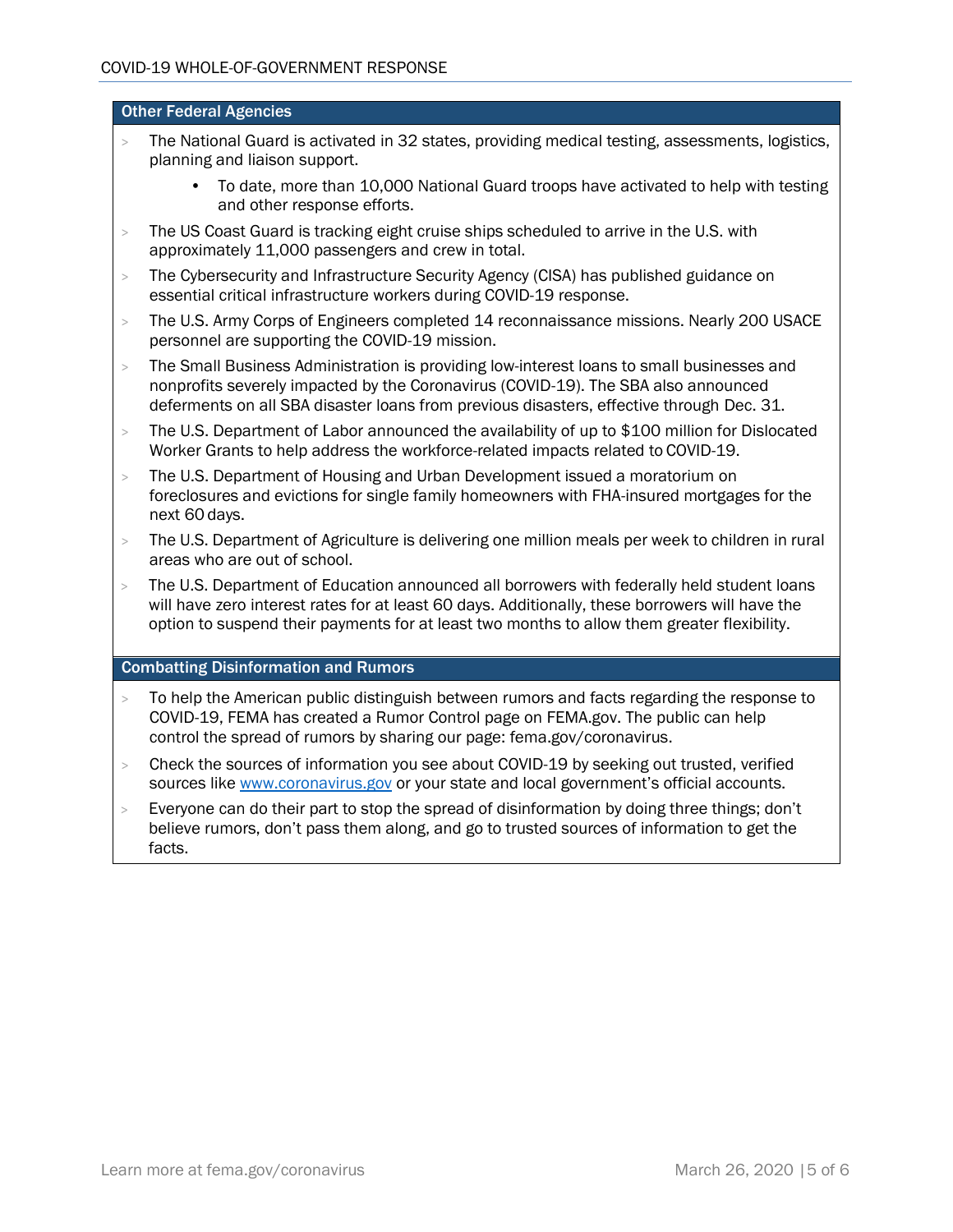## Other Federal Agencies

- The National Guard is activated in 32 states, providing medical testing, assessments, logistics, planning and liaison support.
  - To date, more than 10,000 National Guard troops have activated to help with testing and other response efforts.
- The US Coast Guard is tracking eight cruise ships scheduled to arrive in the U.S. with approximately 11,000 passengers and crew in total.
- The Cybersecurity and Infrastructure Security Agency (CISA) has published guidance on essential critical infrastructure workers during COVID-19 response.
- The U.S. Army Corps of Engineers completed 14 reconnaissance missions. Nearly 200 USACE personnel are supporting the COVID-19 mission.
- The Small Business Administration is providing low-interest loans to small businesses and nonprofits severely impacted by the Coronavirus (COVID-19). The SBA also announced deferments on all SBA disaster loans from previous disasters, effective through Dec. 31.
- The U.S. Department of Labor announced the availability of up to $100 million for Dislocated Worker Grants to help address the workforce-related impacts related to COVID-19.
- The U.S. Department of Housing and Urban Development issued a moratorium on foreclosures and evictions for single family homeowners with FHA-insured mortgages for the next 60 days.
- The U.S. Department of Agriculture is delivering one million meals per week to children in rural areas who are out of school.
- The U.S. Department of Education announced all borrowers with federally held student loans will have zero interest rates for at least 60 days. Additionally, these borrowers will have the option to suspend their payments for at least two months to allow them greater flexibility.

## Combatting Disinformation and Rumors

- To help the American public distinguish between rumors and facts regarding the response to COVID-19, FEMA has created a Rumor Control page on FEMA.gov. The public can help control the spread of rumors by sharing our page: fema.gov/coronavirus.
- Check the sources of information you see about COVID-19 by seeking out trusted, verified sources like [www.coronavirus.gov](http://www.coronavirus.gov) or your state and local government's official accounts.
- Everyone can do their part to stop the spread of disinformation by doing three things; don't believe rumors, don't pass them along, and go to trusted sources of information to get the facts.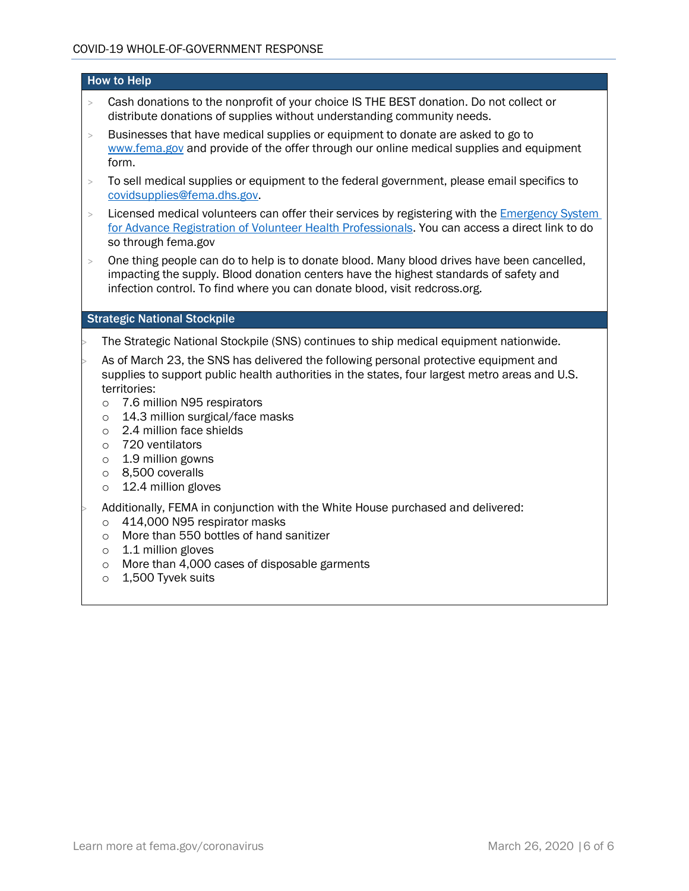## How to Help

- Cash donations to the nonprofit of your choice IS THE BEST donation. Do not collect or distribute donations of supplies without understanding community needs.
- Businesses that have medical supplies or equipment to donate are asked to go to www.fema.gov and provide of the offer through our online medical supplies and equipment form.
- To sell medical supplies or equipment to the federal government, please email specifics to covidsupplies@fema.dhs.gov.
- Licensed medical volunteers can offer their services by registering with the Emergency System for Advance Registration of Volunteer Health Professionals. You can access a direct link to do so through fema.gov
- One thing people can do to help is to donate blood. Many blood drives have been cancelled, impacting the supply. Blood donation centers have the highest standards of safety and infection control. To find where you can donate blood, visit redcross.org.

## Strategic National Stockpile

- The Strategic National Stockpile (SNS) continues to ship medical equipment nationwide.
- As of March 23, the SNS has delivered the following personal protective equipment and supplies to support public health authorities in the states, four largest metro areas and U.S. territories:
  - 7.6 million N95 respirators
  - 14.3 million surgical/face masks
  - 2.4 million face shields
  - 720 ventilators
  - 1.9 million gowns
  - 8,500 coveralls
  - 12.4 million gloves
- Additionally, FEMA in conjunction with the White House purchased and delivered:
  - 414,000 N95 respirator masks
  - More than 550 bottles of hand sanitizer
  - 1.1 million gloves
  - More than 4,000 cases of disposable garments
  - 1,500 Tyvek suits